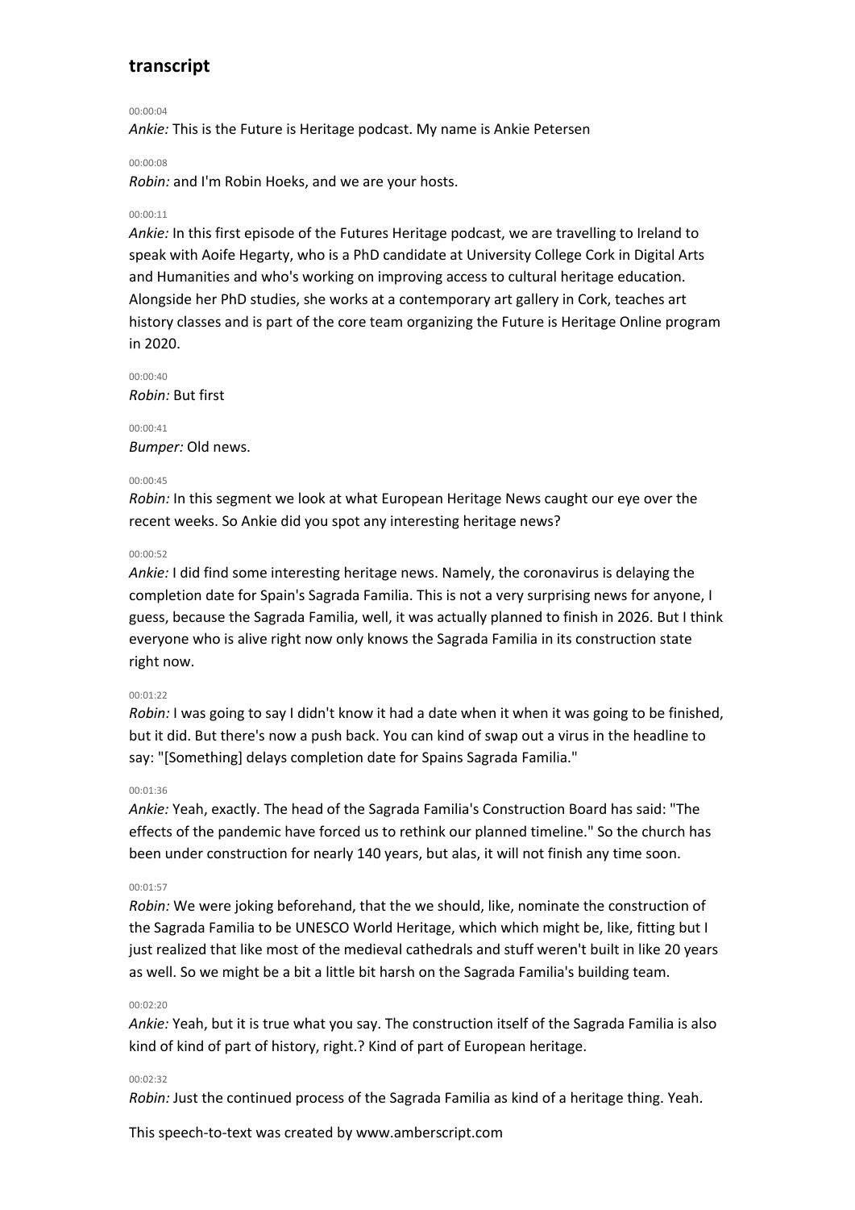## transcript

00:00:04

*Ankie:* This is the Future is Heritage podcast. My name is Ankie Petersen

00:00:08

*Robin:* and I'm Robin Hoeks, and we are your hosts.

00:00:11

*Ankie:* In this first episode of the Futures Heritage podcast, we are travelling to Ireland to speak with Aoife Hegarty, who is a PhD candidate at University College Cork in Digital Arts and Humanities and who's working on improving access to cultural heritage education. Alongside her PhD studies, she works at a contemporary art gallery in Cork, teaches art history classes and is part of the core team organizing the Future is Heritage Online program in 2020.

00:00:40

*Robin:* But first

00:00:41

*Bumper:* Old news.

00:00:45

*Robin:* In this segment we look at what European Heritage News caught our eye over the recent weeks. So Ankie did you spot any interesting heritage news?

00:00:52

*Ankie:* I did find some interesting heritage news. Namely, the coronavirus is delaying the completion date for Spain's Sagrada Familia. This is not a very surprising news for anyone, I guess, because the Sagrada Familia, well, it was actually planned to finish in 2026. But I think everyone who is alive right now only knows the Sagrada Familia in its construction state right now.

00:01:22

*Robin:* I was going to say I didn't know it had a date when it when it was going to be finished, but it did. But there's now a push back. You can kind of swap out a virus in the headline to say: "[Something] delays completion date for Spains Sagrada Familia."

00:01:36

*Ankie:* Yeah, exactly. The head of the Sagrada Familia's Construction Board has said: "The effects of the pandemic have forced us to rethink our planned timeline." So the church has been under construction for nearly 140 years, but alas, it will not finish any time soon.

00:01:57

*Robin:* We were joking beforehand, that the we should, like, nominate the construction of the Sagrada Familia to be UNESCO World Heritage, which which might be, like, fitting but I just realized that like most of the medieval cathedrals and stuff weren't built in like 20 years as well. So we might be a bit a little bit harsh on the Sagrada Familia's building team.

00:02:20

*Ankie:* Yeah, but it is true what you say. The construction itself of the Sagrada Familia is also kind of kind of part of history, right.? Kind of part of European heritage.

00:02:32

*Robin:* Just the continued process of the Sagrada Familia as kind of a heritage thing. Yeah.

This speech-to-text was created by www.amberscript.com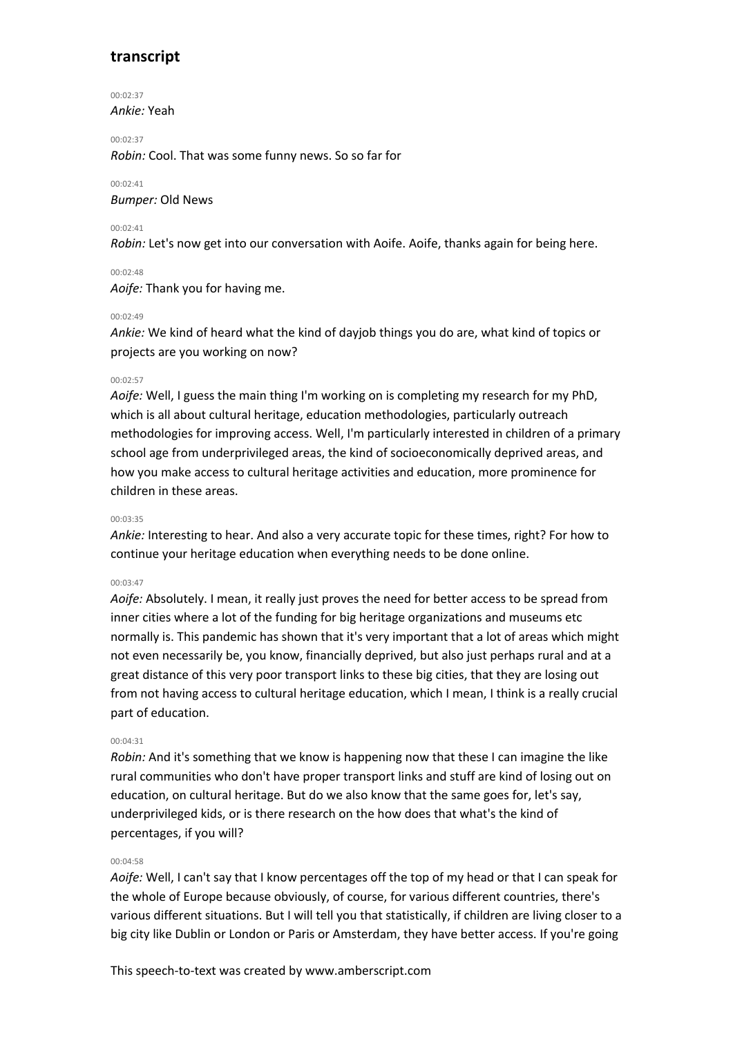## transcript

00:02:37
*Ankie:* Yeah

00:02:37
*Robin:* Cool. That was some funny news. So so far for

00:02:41
*Bumper:* Old News

00:02:41
*Robin:* Let's now get into our conversation with Aoife. Aoife, thanks again for being here.

00:02:48
*Aoife:* Thank you for having me.

00:02:49
*Ankie:* We kind of heard what the kind of dayjob things you do are, what kind of topics or projects are you working on now?

00:02:57
*Aoife:* Well, I guess the main thing I'm working on is completing my research for my PhD, which is all about cultural heritage, education methodologies, particularly outreach methodologies for improving access. Well, I'm particularly interested in children of a primary school age from underprivileged areas, the kind of socioeconomically deprived areas, and how you make access to cultural heritage activities and education, more prominence for children in these areas.

00:03:35
*Ankie:* Interesting to hear. And also a very accurate topic for these times, right? For how to continue your heritage education when everything needs to be done online.

00:03:47
*Aoife:* Absolutely. I mean, it really just proves the need for better access to be spread from inner cities where a lot of the funding for big heritage organizations and museums etc normally is. This pandemic has shown that it's very important that a lot of areas which might not even necessarily be, you know, financially deprived, but also just perhaps rural and at a great distance of this very poor transport links to these big cities, that they are losing out from not having access to cultural heritage education, which I mean, I think is a really crucial part of education.

00:04:31
*Robin:* And it's something that we know is happening now that these I can imagine the like rural communities who don't have proper transport links and stuff are kind of losing out on education, on cultural heritage. But do we also know that the same goes for, let's say, underprivileged kids, or is there research on the how does that what's the kind of percentages, if you will?

00:04:58
*Aoife:* Well, I can't say that I know percentages off the top of my head or that I can speak for the whole of Europe because obviously, of course, for various different countries, there's various different situations. But I will tell you that statistically, if children are living closer to a big city like Dublin or London or Paris or Amsterdam, they have better access. If you're going

This speech-to-text was created by www.amberscript.com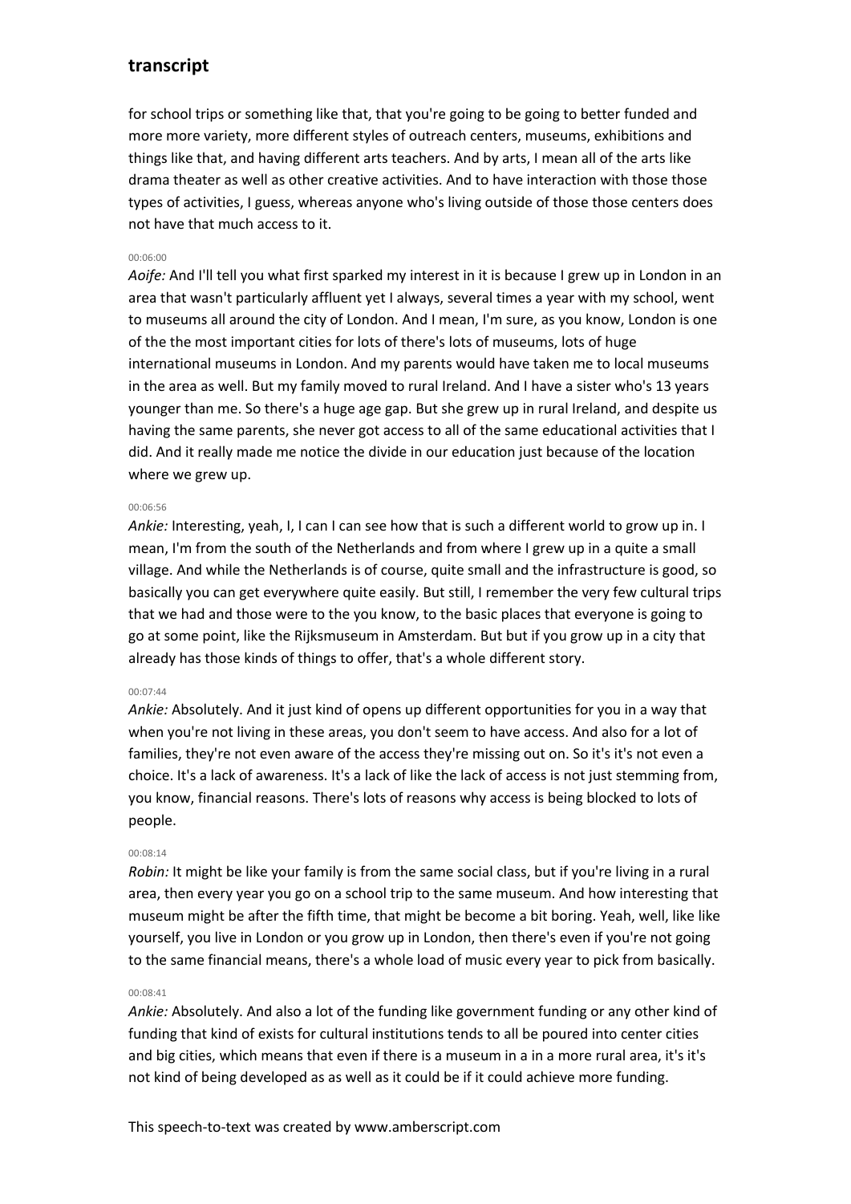for school trips or something like that, that you're going to be going to better funded and more more variety, more different styles of outreach centers, museums, exhibitions and things like that, and having different arts teachers. And by arts, I mean all of the arts like drama theater as well as other creative activities. And to have interaction with those those types of activities, I guess, whereas anyone who's living outside of those those centers does not have that much access to it.

00:06:00

*Aoife:* And I'll tell you what first sparked my interest in it is because I grew up in London in an area that wasn't particularly affluent yet I always, several times a year with my school, went to museums all around the city of London. And I mean, I'm sure, as you know, London is one of the the most important cities for lots of there's lots of museums, lots of huge international museums in London. And my parents would have taken me to local museums in the area as well. But my family moved to rural Ireland. And I have a sister who's 13 years younger than me. So there's a huge age gap. But she grew up in rural Ireland, and despite us having the same parents, she never got access to all of the same educational activities that I did. And it really made me notice the divide in our education just because of the location where we grew up.

00:06:56

*Ankie:* Interesting, yeah, I, I can I can see how that is such a different world to grow up in. I mean, I'm from the south of the Netherlands and from where I grew up in a quite a small village. And while the Netherlands is of course, quite small and the infrastructure is good, so basically you can get everywhere quite easily. But still, I remember the very few cultural trips that we had and those were to the you know, to the basic places that everyone is going to go at some point, like the Rijksmuseum in Amsterdam. But but if you grow up in a city that already has those kinds of things to offer, that's a whole different story.

00:07:44

*Ankie:* Absolutely. And it just kind of opens up different opportunities for you in a way that when you're not living in these areas, you don't seem to have access. And also for a lot of families, they're not even aware of the access they're missing out on. So it's it's not even a choice. It's a lack of awareness. It's a lack of like the lack of access is not just stemming from, you know, financial reasons. There's lots of reasons why access is being blocked to lots of people.

00:08:14

*Robin:* It might be like your family is from the same social class, but if you're living in a rural area, then every year you go on a school trip to the same museum. And how interesting that museum might be after the fifth time, that might be become a bit boring. Yeah, well, like like yourself, you live in London or you grow up in London, then there's even if you're not going to the same financial means, there's a whole load of music every year to pick from basically.

00:08:41

*Ankie:* Absolutely. And also a lot of the funding like government funding or any other kind of funding that kind of exists for cultural institutions tends to all be poured into center cities and big cities, which means that even if there is a museum in a in a more rural area, it's it's not kind of being developed as as well as it could be if it could achieve more funding.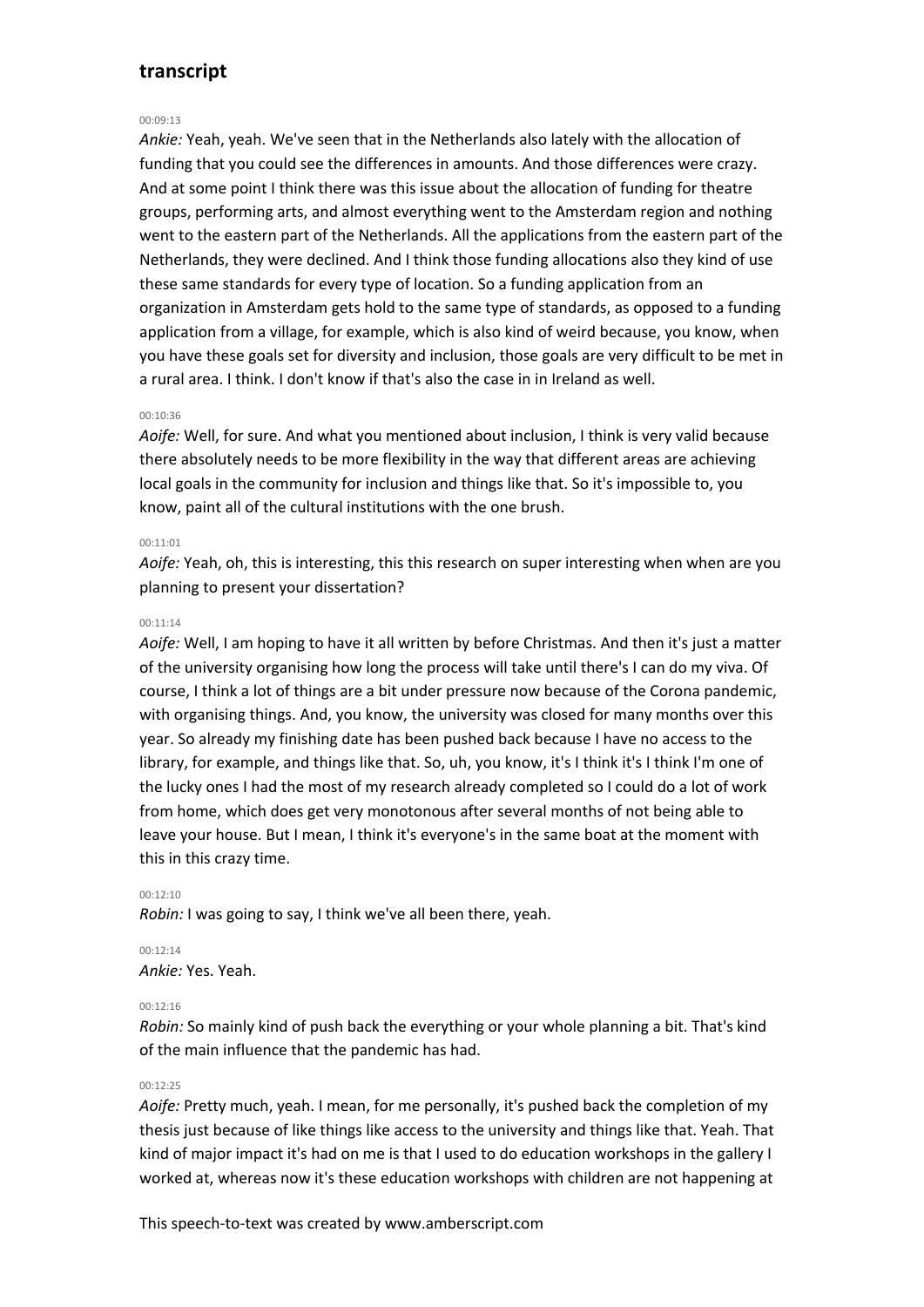## transcript

00:09:13

*Ankie:* Yeah, yeah. We've seen that in the Netherlands also lately with the allocation of funding that you could see the differences in amounts. And those differences were crazy. And at some point I think there was this issue about the allocation of funding for theatre groups, performing arts, and almost everything went to the Amsterdam region and nothing went to the eastern part of the Netherlands. All the applications from the eastern part of the Netherlands, they were declined. And I think those funding allocations also they kind of use these same standards for every type of location. So a funding application from an organization in Amsterdam gets hold to the same type of standards, as opposed to a funding application from a village, for example, which is also kind of weird because, you know, when you have these goals set for diversity and inclusion, those goals are very difficult to be met in a rural area. I think. I don't know if that's also the case in in Ireland as well.

00:10:36

*Aoife:* Well, for sure. And what you mentioned about inclusion, I think is very valid because there absolutely needs to be more flexibility in the way that different areas are achieving local goals in the community for inclusion and things like that. So it's impossible to, you know, paint all of the cultural institutions with the one brush.

00:11:01

*Aoife:* Yeah, oh, this is interesting, this this research on super interesting when when are you planning to present your dissertation?

00:11:14

*Aoife:* Well, I am hoping to have it all written by before Christmas. And then it's just a matter of the university organising how long the process will take until there's I can do my viva. Of course, I think a lot of things are a bit under pressure now because of the Corona pandemic, with organising things. And, you know, the university was closed for many months over this year. So already my finishing date has been pushed back because I have no access to the library, for example, and things like that. So, uh, you know, it's I think it's I think I'm one of the lucky ones I had the most of my research already completed so I could do a lot of work from home, which does get very monotonous after several months of not being able to leave your house. But I mean, I think it's everyone's in the same boat at the moment with this in this crazy time.

00:12:10

*Robin:* I was going to say, I think we've all been there, yeah.

00:12:14

*Ankie:* Yes. Yeah.

00:12:16

*Robin:* So mainly kind of push back the everything or your whole planning a bit. That's kind of the main influence that the pandemic has had.

00:12:25

*Aoife:* Pretty much, yeah. I mean, for me personally, it's pushed back the completion of my thesis just because of like things like access to the university and things like that. Yeah. That kind of major impact it's had on me is that I used to do education workshops in the gallery I worked at, whereas now it's these education workshops with children are not happening at

This speech-to-text was created by www.amberscript.com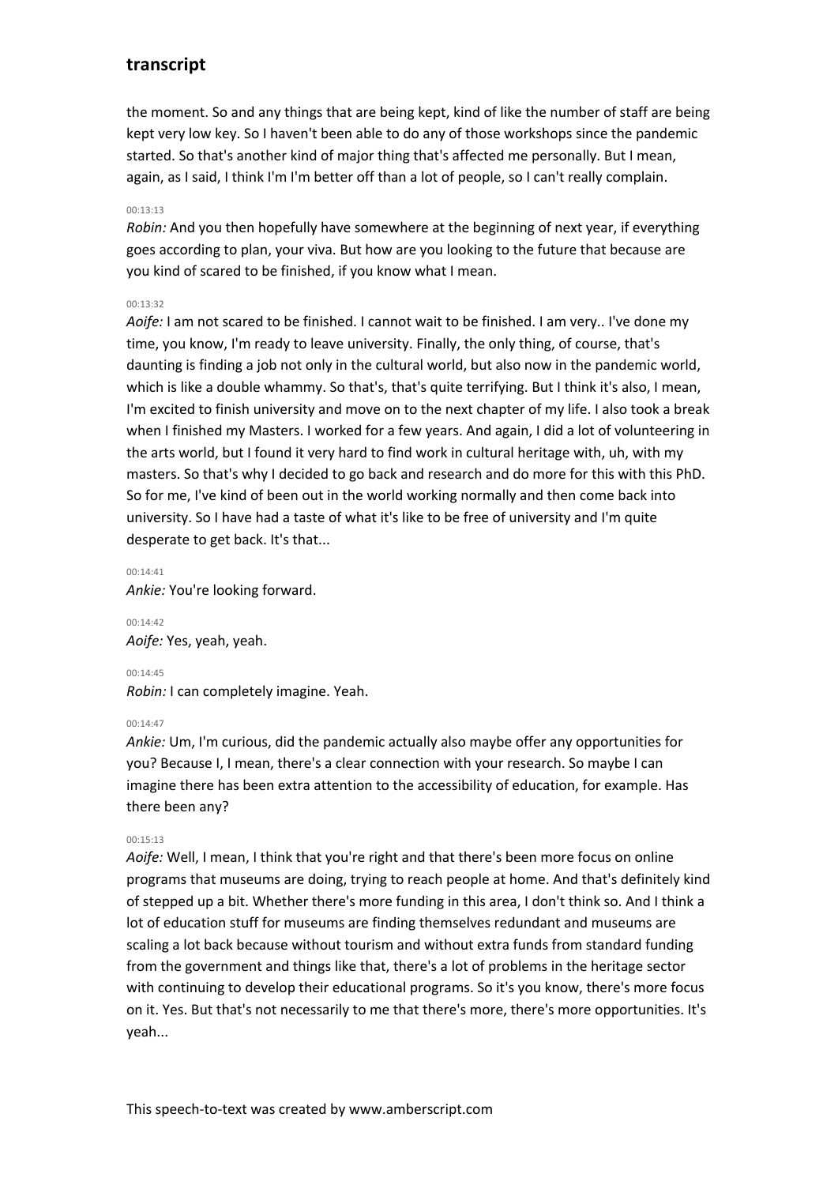the moment. So and any things that are being kept, kind of like the number of staff are being kept very low key. So I haven't been able to do any of those workshops since the pandemic started. So that's another kind of major thing that's affected me personally. But I mean, again, as I said, I think I'm I'm better off than a lot of people, so I can't really complain.

00:13:13

*Robin:* And you then hopefully have somewhere at the beginning of next year, if everything goes according to plan, your viva. But how are you looking to the future that because are you kind of scared to be finished, if you know what I mean.

00:13:32

*Aoife:* I am not scared to be finished. I cannot wait to be finished. I am very.. I've done my time, you know, I'm ready to leave university. Finally, the only thing, of course, that's daunting is finding a job not only in the cultural world, but also now in the pandemic world, which is like a double whammy. So that's, that's quite terrifying. But I think it's also, I mean, I'm excited to finish university and move on to the next chapter of my life. I also took a break when I finished my Masters. I worked for a few years. And again, I did a lot of volunteering in the arts world, but I found it very hard to find work in cultural heritage with, uh, with my masters. So that's why I decided to go back and research and do more for this with this PhD. So for me, I've kind of been out in the world working normally and then come back into university. So I have had a taste of what it's like to be free of university and I'm quite desperate to get back. It's that...

00:14:41

*Ankie:* You're looking forward.

00:14:42

*Aoife:* Yes, yeah, yeah.

00:14:45

*Robin:* I can completely imagine. Yeah.

00:14:47

*Ankie:* Um, I'm curious, did the pandemic actually also maybe offer any opportunities for you? Because I, I mean, there's a clear connection with your research. So maybe I can imagine there has been extra attention to the accessibility of education, for example. Has there been any?

00:15:13

*Aoife:* Well, I mean, I think that you're right and that there's been more focus on online programs that museums are doing, trying to reach people at home. And that's definitely kind of stepped up a bit. Whether there's more funding in this area, I don't think so. And I think a lot of education stuff for museums are finding themselves redundant and museums are scaling a lot back because without tourism and without extra funds from standard funding from the government and things like that, there's a lot of problems in the heritage sector with continuing to develop their educational programs. So it's you know, there's more focus on it. Yes. But that's not necessarily to me that there's more, there's more opportunities. It's yeah...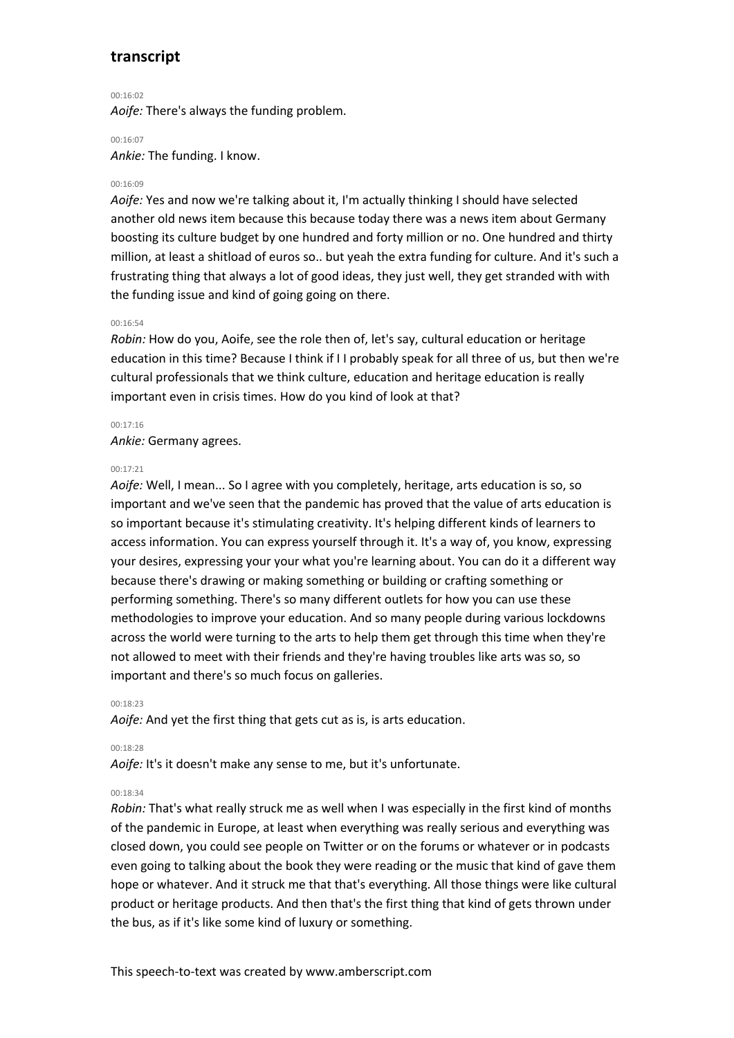## transcript

00:16:02
*Aoife:* There's always the funding problem.

00:16:07
*Ankie:* The funding. I know.

00:16:09
*Aoife:* Yes and now we're talking about it, I'm actually thinking I should have selected another old news item because this because today there was a news item about Germany boosting its culture budget by one hundred and forty million or no. One hundred and thirty million, at least a shitload of euros so.. but yeah the extra funding for culture. And it's such a frustrating thing that always a lot of good ideas, they just well, they get stranded with with the funding issue and kind of going going on there.

00:16:54
*Robin:* How do you, Aoife, see the role then of, let's say, cultural education or heritage education in this time? Because I think if I I probably speak for all three of us, but then we're cultural professionals that we think culture, education and heritage education is really important even in crisis times. How do you kind of look at that?

00:17:16
*Ankie:* Germany agrees.

00:17:21
*Aoife:* Well, I mean... So I agree with you completely, heritage, arts education is so, so important and we've seen that the pandemic has proved that the value of arts education is so important because it's stimulating creativity. It's helping different kinds of learners to access information. You can express yourself through it. It's a way of, you know, expressing your desires, expressing your your what you're learning about. You can do it a different way because there's drawing or making something or building or crafting something or performing something. There's so many different outlets for how you can use these methodologies to improve your education. And so many people during various lockdowns across the world were turning to the arts to help them get through this time when they're not allowed to meet with their friends and they're having troubles like arts was so, so important and there's so much focus on galleries.

00:18:23
*Aoife:* And yet the first thing that gets cut as is, is arts education.

00:18:28
*Aoife:* It's it doesn't make any sense to me, but it's unfortunate.

00:18:34
*Robin:* That's what really struck me as well when I was especially in the first kind of months of the pandemic in Europe, at least when everything was really serious and everything was closed down, you could see people on Twitter or on the forums or whatever or in podcasts even going to talking about the book they were reading or the music that kind of gave them hope or whatever. And it struck me that that's everything. All those things were like cultural product or heritage products. And then that's the first thing that kind of gets thrown under the bus, as if it's like some kind of luxury or something.

This speech-to-text was created by www.amberscript.com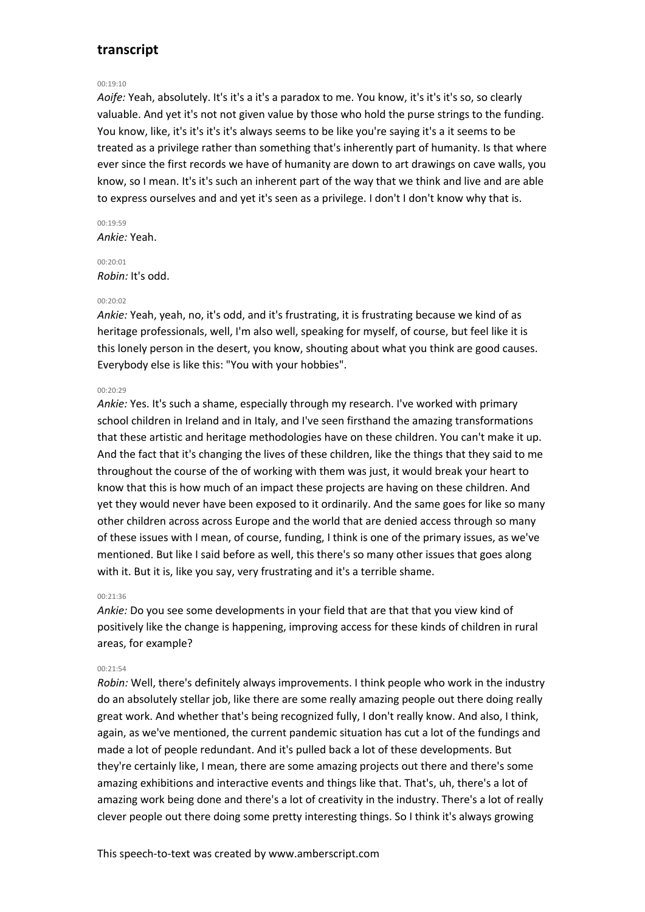## transcript

00:19:10

*Aoife:* Yeah, absolutely. It's it's a it's a paradox to me. You know, it's it's it's so, so clearly valuable. And yet it's not not given value by those who hold the purse strings to the funding. You know, like, it's it's it's it's always seems to be like you're saying it's a it seems to be treated as a privilege rather than something that's inherently part of humanity. Is that where ever since the first records we have of humanity are down to art drawings on cave walls, you know, so I mean. It's it's such an inherent part of the way that we think and live and are able to express ourselves and and yet it's seen as a privilege. I don't I don't know why that is.

00:19:59

*Ankie:* Yeah.

00:20:01

*Robin:* It's odd.

00:20:02

*Ankie:* Yeah, yeah, no, it's odd, and it's frustrating, it is frustrating because we kind of as heritage professionals, well, I'm also well, speaking for myself, of course, but feel like it is this lonely person in the desert, you know, shouting about what you think are good causes. Everybody else is like this: "You with your hobbies".

00:20:29

*Ankie:* Yes. It's such a shame, especially through my research. I've worked with primary school children in Ireland and in Italy, and I've seen firsthand the amazing transformations that these artistic and heritage methodologies have on these children. You can't make it up. And the fact that it's changing the lives of these children, like the things that they said to me throughout the course of the of working with them was just, it would break your heart to know that this is how much of an impact these projects are having on these children. And yet they would never have been exposed to it ordinarily. And the same goes for like so many other children across across Europe and the world that are denied access through so many of these issues with I mean, of course, funding, I think is one of the primary issues, as we've mentioned. But like I said before as well, this there's so many other issues that goes along with it. But it is, like you say, very frustrating and it's a terrible shame.

00:21:36

*Ankie:* Do you see some developments in your field that are that that you view kind of positively like the change is happening, improving access for these kinds of children in rural areas, for example?

00:21:54

*Robin:* Well, there's definitely always improvements. I think people who work in the industry do an absolutely stellar job, like there are some really amazing people out there doing really great work. And whether that's being recognized fully, I don't really know. And also, I think, again, as we've mentioned, the current pandemic situation has cut a lot of the fundings and made a lot of people redundant. And it's pulled back a lot of these developments. But they're certainly like, I mean, there are some amazing projects out there and there's some amazing exhibitions and interactive events and things like that. That's, uh, there's a lot of amazing work being done and there's a lot of creativity in the industry. There's a lot of really clever people out there doing some pretty interesting things. So I think it's always growing

This speech-to-text was created by www.amberscript.com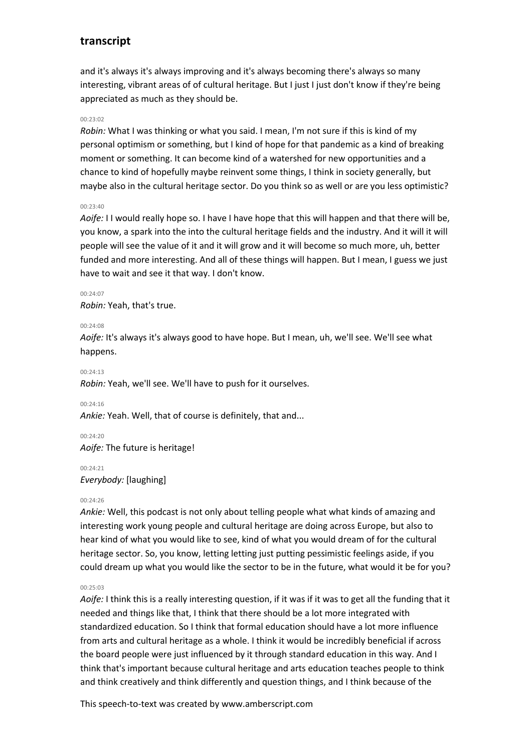and it's always it's always improving and it's always becoming there's always so many interesting, vibrant areas of of cultural heritage. But I just I just don't know if they're being appreciated as much as they should be.

00:23:02

*Robin:* What I was thinking or what you said. I mean, I'm not sure if this is kind of my personal optimism or something, but I kind of hope for that pandemic as a kind of breaking moment or something. It can become kind of a watershed for new opportunities and a chance to kind of hopefully maybe reinvent some things, I think in society generally, but maybe also in the cultural heritage sector. Do you think so as well or are you less optimistic?

00:23:40

*Aoife:* I I would really hope so. I have I have hope that this will happen and that there will be, you know, a spark into the into the cultural heritage fields and the industry. And it will it will people will see the value of it and it will grow and it will become so much more, uh, better funded and more interesting. And all of these things will happen. But I mean, I guess we just have to wait and see it that way. I don't know.

00:24:07

*Robin:* Yeah, that's true.

00:24:08

*Aoife:* It's always it's always good to have hope. But I mean, uh, we'll see. We'll see what happens.

00:24:13

*Robin:* Yeah, we'll see. We'll have to push for it ourselves.

00:24:16

*Ankie:* Yeah. Well, that of course is definitely, that and...

00:24:20

*Aoife:* The future is heritage!

00:24:21

*Everybody:* [laughing]

00:24:26

*Ankie:* Well, this podcast is not only about telling people what what kinds of amazing and interesting work young people and cultural heritage are doing across Europe, but also to hear kind of what you would like to see, kind of what you would dream of for the cultural heritage sector. So, you know, letting letting just putting pessimistic feelings aside, if you could dream up what you would like the sector to be in the future, what would it be for you?

00:25:03

*Aoife:* I think this is a really interesting question, if it was if it was to get all the funding that it needed and things like that, I think that there should be a lot more integrated with standardized education. So I think that formal education should have a lot more influence from arts and cultural heritage as a whole. I think it would be incredibly beneficial if across the board people were just influenced by it through standard education in this way. And I think that's important because cultural heritage and arts education teaches people to think and think creatively and think differently and question things, and I think because of the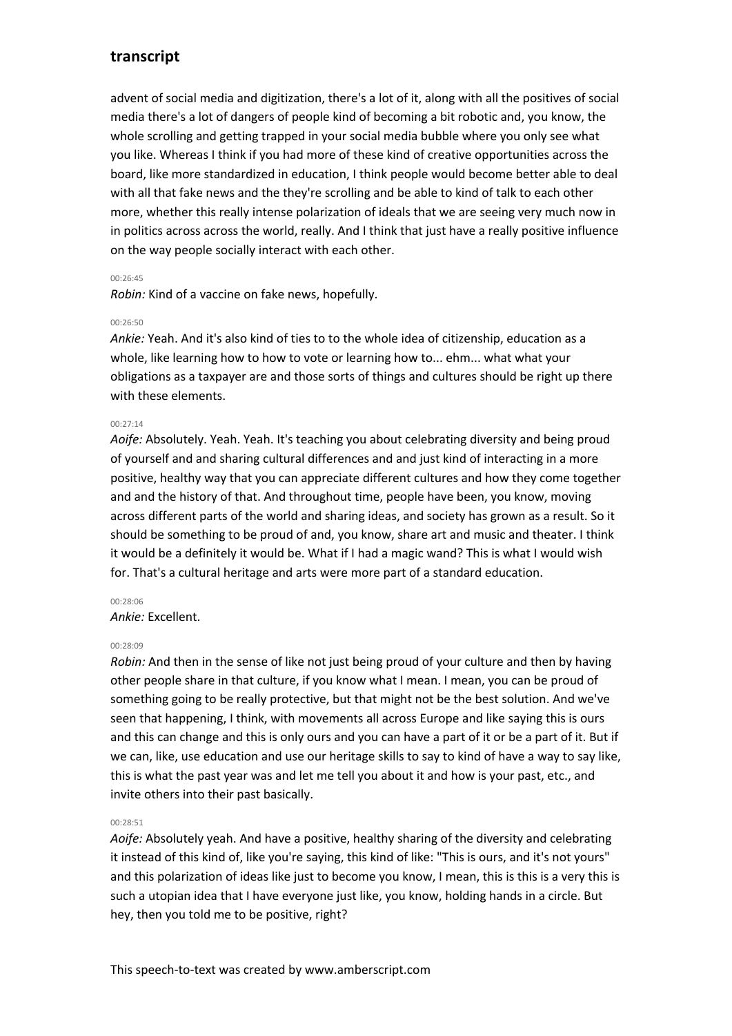advent of social media and digitization, there's a lot of it, along with all the positives of social media there's a lot of dangers of people kind of becoming a bit robotic and, you know, the whole scrolling and getting trapped in your social media bubble where you only see what you like. Whereas I think if you had more of these kind of creative opportunities across the board, like more standardized in education, I think people would become better able to deal with all that fake news and the they're scrolling and be able to kind of talk to each other more, whether this really intense polarization of ideals that we are seeing very much now in in politics across across the world, really. And I think that just have a really positive influence on the way people socially interact with each other.

00:26:45

*Robin:* Kind of a vaccine on fake news, hopefully.

00:26:50

*Ankie:* Yeah. And it's also kind of ties to to the whole idea of citizenship, education as a whole, like learning how to how to vote or learning how to... ehm... what what your obligations as a taxpayer are and those sorts of things and cultures should be right up there with these elements.

00:27:14

*Aoife:* Absolutely. Yeah. Yeah. It's teaching you about celebrating diversity and being proud of yourself and and sharing cultural differences and and just kind of interacting in a more positive, healthy way that you can appreciate different cultures and how they come together and and the history of that. And throughout time, people have been, you know, moving across different parts of the world and sharing ideas, and society has grown as a result. So it should be something to be proud of and, you know, share art and music and theater. I think it would be a definitely it would be. What if I had a magic wand? This is what I would wish for. That's a cultural heritage and arts were more part of a standard education.

00:28:06

*Ankie:* Excellent.

00:28:09

*Robin:* And then in the sense of like not just being proud of your culture and then by having other people share in that culture, if you know what I mean. I mean, you can be proud of something going to be really protective, but that might not be the best solution. And we've seen that happening, I think, with movements all across Europe and like saying this is ours and this can change and this is only ours and you can have a part of it or be a part of it. But if we can, like, use education and use our heritage skills to say to kind of have a way to say like, this is what the past year was and let me tell you about it and how is your past, etc., and invite others into their past basically.

00:28:51

*Aoife:* Absolutely yeah. And have a positive, healthy sharing of the diversity and celebrating it instead of this kind of, like you're saying, this kind of like: "This is ours, and it's not yours" and this polarization of ideas like just to become you know, I mean, this is this is a very this is such a utopian idea that I have everyone just like, you know, holding hands in a circle. But hey, then you told me to be positive, right?

This speech-to-text was created by www.amberscript.com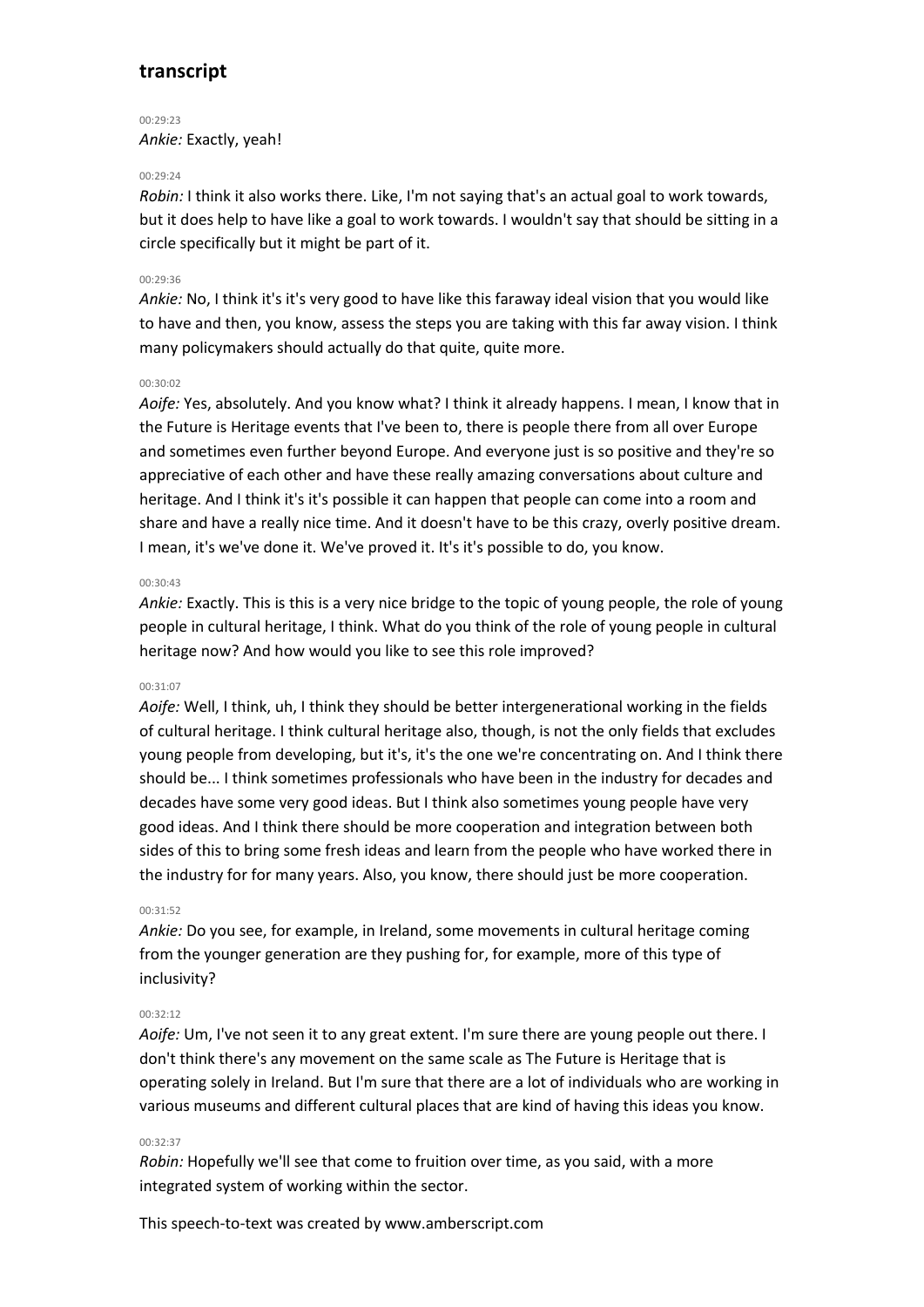## transcript

00:29:23
*Ankie:* Exactly, yeah!

00:29:24
*Robin:* I think it also works there. Like, I'm not saying that's an actual goal to work towards, but it does help to have like a goal to work towards. I wouldn't say that should be sitting in a circle specifically but it might be part of it.

00:29:36
*Ankie:* No, I think it's it's very good to have like this faraway ideal vision that you would like to have and then, you know, assess the steps you are taking with this far away vision. I think many policymakers should actually do that quite, quite more.

00:30:02
*Aoife:* Yes, absolutely. And you know what? I think it already happens. I mean, I know that in the Future is Heritage events that I've been to, there is people there from all over Europe and sometimes even further beyond Europe. And everyone just is so positive and they're so appreciative of each other and have these really amazing conversations about culture and heritage. And I think it's it's possible it can happen that people can come into a room and share and have a really nice time. And it doesn't have to be this crazy, overly positive dream. I mean, it's we've done it. We've proved it. It's it's possible to do, you know.

00:30:43
*Ankie:* Exactly. This is this is a very nice bridge to the topic of young people, the role of young people in cultural heritage, I think. What do you think of the role of young people in cultural heritage now? And how would you like to see this role improved?

00:31:07
*Aoife:* Well, I think, uh, I think they should be better intergenerational working in the fields of cultural heritage. I think cultural heritage also, though, is not the only fields that excludes young people from developing, but it's, it's the one we're concentrating on. And I think there should be... I think sometimes professionals who have been in the industry for decades and decades have some very good ideas. But I think also sometimes young people have very good ideas. And I think there should be more cooperation and integration between both sides of this to bring some fresh ideas and learn from the people who have worked there in the industry for for many years. Also, you know, there should just be more cooperation.

00:31:52
*Ankie:* Do you see, for example, in Ireland, some movements in cultural heritage coming from the younger generation are they pushing for, for example, more of this type of inclusivity?

00:32:12
*Aoife:* Um, I've not seen it to any great extent. I'm sure there are young people out there. I don't think there's any movement on the same scale as The Future is Heritage that is operating solely in Ireland. But I'm sure that there are a lot of individuals who are working in various museums and different cultural places that are kind of having this ideas you know.

00:32:37
*Robin:* Hopefully we'll see that come to fruition over time, as you said, with a more integrated system of working within the sector.

This speech-to-text was created by www.amberscript.com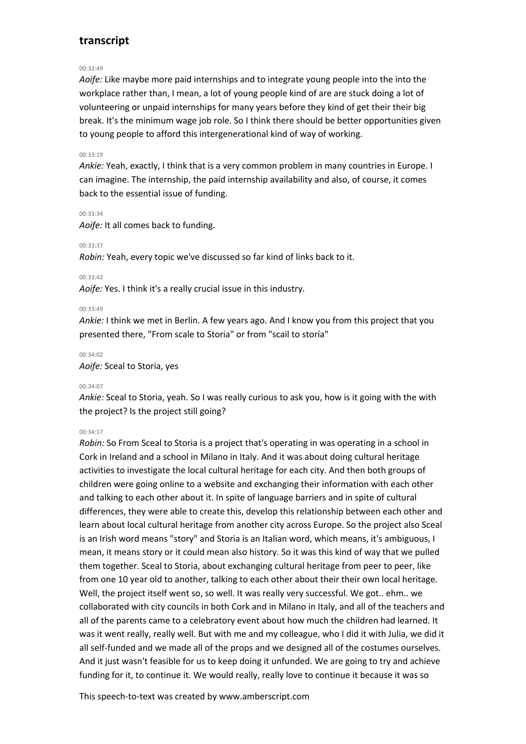## transcript

00:32:49

*Aoife:* Like maybe more paid internships and to integrate young people into the into the workplace rather than, I mean, a lot of young people kind of are are stuck doing a lot of volunteering or unpaid internships for many years before they kind of get their their big break. It's the minimum wage job role. So I think there should be better opportunities given to young people to afford this intergenerational kind of way of working.

00:33:19

*Ankie:* Yeah, exactly, I think that is a very common problem in many countries in Europe. I can imagine. The internship, the paid internship availability and also, of course, it comes back to the essential issue of funding.

00:33:34

*Aoife:* It all comes back to funding.

00:33:37

*Robin:* Yeah, every topic we've discussed so far kind of links back to it.

00:33:42

*Aoife:* Yes. I think it's a really crucial issue in this industry.

00:33:49

*Ankie:* I think we met in Berlin. A few years ago. And I know you from this project that you presented there, "From scale to Storia" or from "scail to storía"

00:34:02

*Aoife:* Sceal to Storia, yes

00:34:07

*Ankie:* Sceal to Storia, yeah. So I was really curious to ask you, how is it going with the with the project? Is the project still going?

00:34:17

*Robin:* So From Sceal to Storia is a project that's operating in was operating in a school in Cork in Ireland and a school in Milano in Italy. And it was about doing cultural heritage activities to investigate the local cultural heritage for each city. And then both groups of children were going online to a website and exchanging their information with each other and talking to each other about it. In spite of language barriers and in spite of cultural differences, they were able to create this, develop this relationship between each other and learn about local cultural heritage from another city across Europe. So the project also Sceal is an Irish word means "story" and Storia is an Italian word, which means, it's ambiguous, I mean, it means story or it could mean also history. So it was this kind of way that we pulled them together. Sceal to Storia, about exchanging cultural heritage from peer to peer, like from one 10 year old to another, talking to each other about their their own local heritage. Well, the project itself went so, so well. It was really very successful. We got.. ehm.. we collaborated with city councils in both Cork and in Milano in Italy, and all of the teachers and all of the parents came to a celebratory event about how much the children had learned. It was it went really, really well. But with me and my colleague, who I did it with Julia, we did it all self-funded and we made all of the props and we designed all of the costumes ourselves. And it just wasn't feasible for us to keep doing it unfunded. We are going to try and achieve funding for it, to continue it. We would really, really love to continue it because it was so

This speech-to-text was created by www.amberscript.com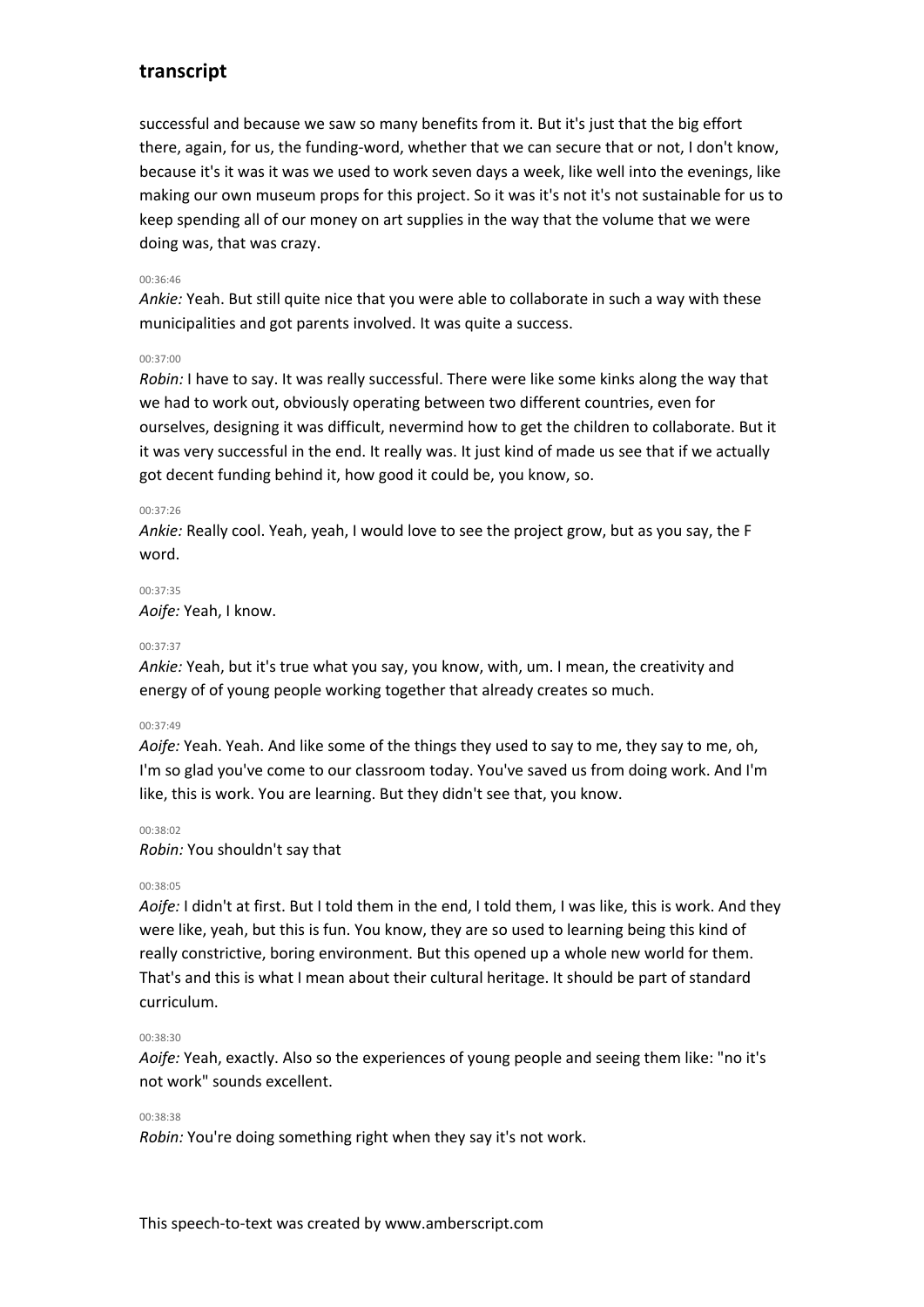successful and because we saw so many benefits from it. But it's just that the big effort there, again, for us, the funding-word, whether that we can secure that or not, I don't know, because it's it was it was we used to work seven days a week, like well into the evenings, like making our own museum props for this project. So it was it's not it's not sustainable for us to keep spending all of our money on art supplies in the way that the volume that we were doing was, that was crazy.

00:36:46

*Ankie:* Yeah. But still quite nice that you were able to collaborate in such a way with these municipalities and got parents involved. It was quite a success.

00:37:00

*Robin:* I have to say. It was really successful. There were like some kinks along the way that we had to work out, obviously operating between two different countries, even for ourselves, designing it was difficult, nevermind how to get the children to collaborate. But it it was very successful in the end. It really was. It just kind of made us see that if we actually got decent funding behind it, how good it could be, you know, so.

00:37:26

*Ankie:* Really cool. Yeah, yeah, I would love to see the project grow, but as you say, the F word.

00:37:35

*Aoife:* Yeah, I know.

00:37:37

*Ankie:* Yeah, but it's true what you say, you know, with, um. I mean, the creativity and energy of of young people working together that already creates so much.

00:37:49

*Aoife:* Yeah. Yeah. And like some of the things they used to say to me, they say to me, oh, I'm so glad you've come to our classroom today. You've saved us from doing work. And I'm like, this is work. You are learning. But they didn't see that, you know.

00:38:02

*Robin:* You shouldn't say that

00:38:05

*Aoife:* I didn't at first. But I told them in the end, I told them, I was like, this is work. And they were like, yeah, but this is fun. You know, they are so used to learning being this kind of really constrictive, boring environment. But this opened up a whole new world for them. That's and this is what I mean about their cultural heritage. It should be part of standard curriculum.

00:38:30

*Aoife:* Yeah, exactly. Also so the experiences of young people and seeing them like: "no it's not work" sounds excellent.

00:38:38

*Robin:* You're doing something right when they say it's not work.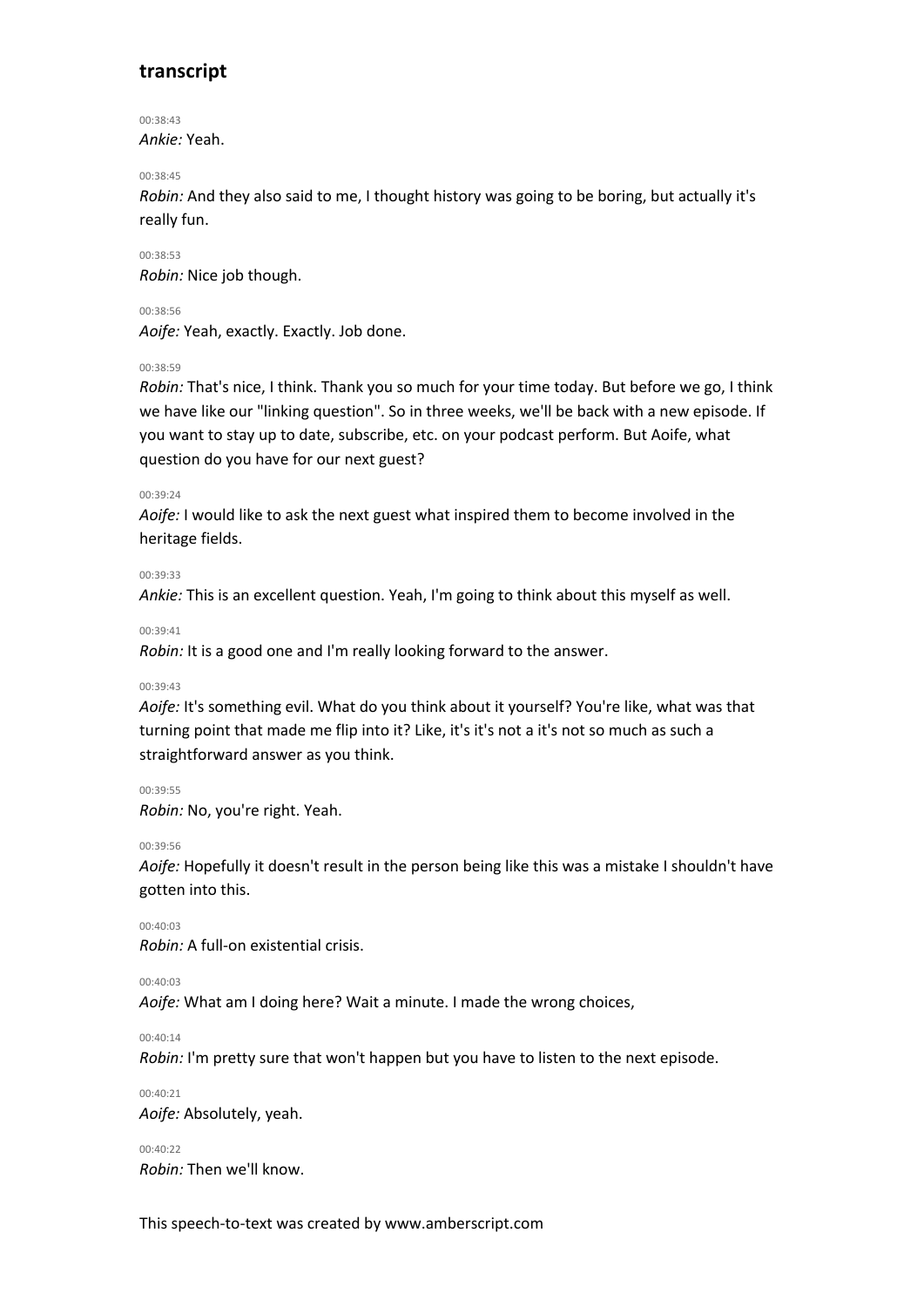## transcript

00:38:43
*Ankie:* Yeah.

00:38:45
*Robin:* And they also said to me, I thought history was going to be boring, but actually it's really fun.

00:38:53
*Robin:* Nice job though.

00:38:56
*Aoife:* Yeah, exactly. Exactly. Job done.

00:38:59
*Robin:* That's nice, I think. Thank you so much for your time today. But before we go, I think we have like our "linking question". So in three weeks, we'll be back with a new episode. If you want to stay up to date, subscribe, etc. on your podcast perform. But Aoife, what question do you have for our next guest?

00:39:24
*Aoife:* I would like to ask the next guest what inspired them to become involved in the heritage fields.

00:39:33
*Ankie:* This is an excellent question. Yeah, I'm going to think about this myself as well.

00:39:41
*Robin:* It is a good one and I'm really looking forward to the answer.

00:39:43
*Aoife:* It's something evil. What do you think about it yourself? You're like, what was that turning point that made me flip into it? Like, it's it's not a it's not so much as such a straightforward answer as you think.

00:39:55
*Robin:* No, you're right. Yeah.

00:39:56
*Aoife:* Hopefully it doesn't result in the person being like this was a mistake I shouldn't have gotten into this.

00:40:03
*Robin:* A full-on existential crisis.

00:40:03
*Aoife:* What am I doing here? Wait a minute. I made the wrong choices,

00:40:14
*Robin:* I'm pretty sure that won't happen but you have to listen to the next episode.

00:40:21
*Aoife:* Absolutely, yeah.

00:40:22
*Robin:* Then we'll know.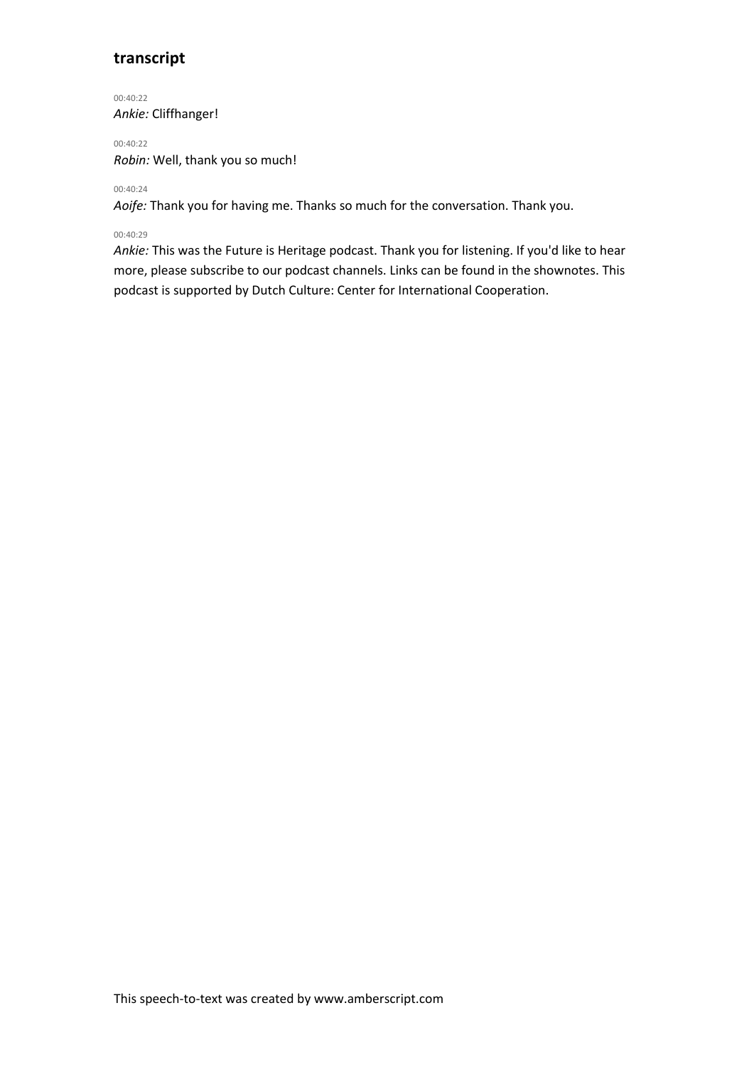## transcript

00:40:22
*Ankie:* Cliffhanger!

00:40:22
*Robin:* Well, thank you so much!

00:40:24
*Aoife:* Thank you for having me. Thanks so much for the conversation. Thank you.

00:40:29
*Ankie:* This was the Future is Heritage podcast. Thank you for listening. If you'd like to hear more, please subscribe to our podcast channels. Links can be found in the shownotes. This podcast is supported by Dutch Culture: Center for International Cooperation.

This speech-to-text was created by www.amberscript.com